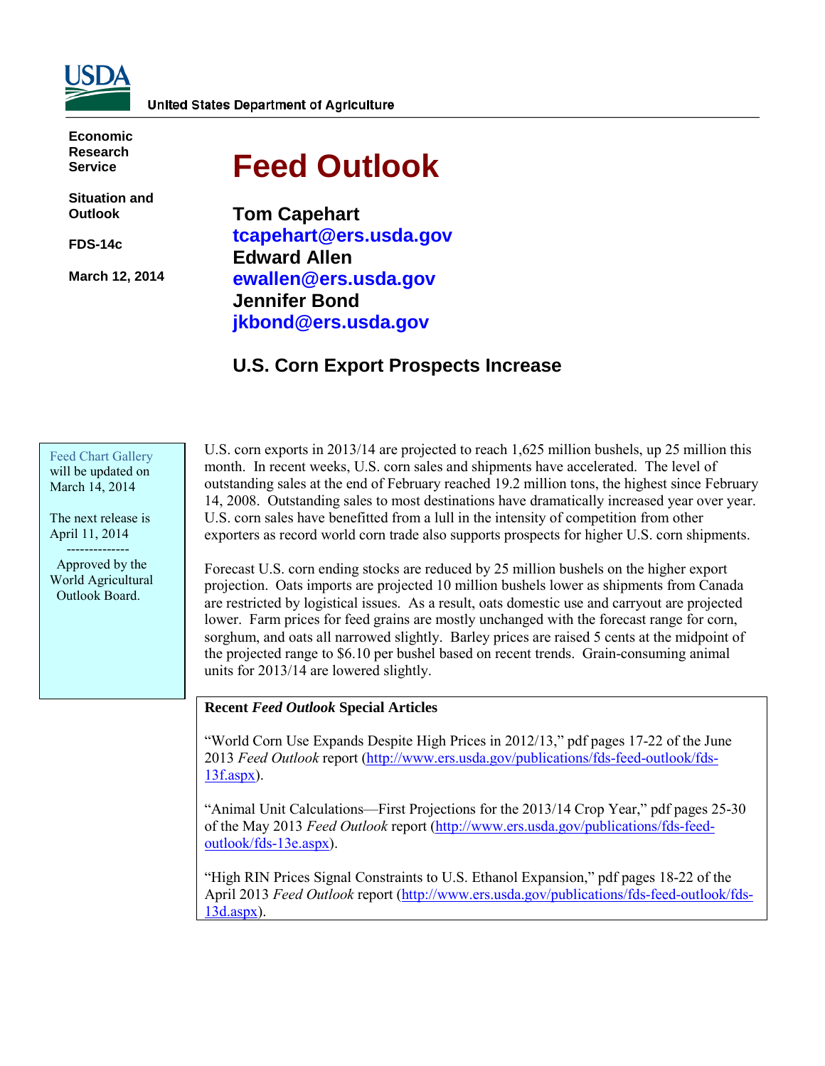United States Department of Agriculture

Economic Research Service

Situation and Outlook

FDS-14c

March 12, 2014

# Feed Outlook

**Tom Capehart**
**tcapehart@ers.usda.gov**
**Edward Allen**
**ewallen@ers.usda.gov**
**Jennifer Bond**
**jkbond@ers.usda.gov**

## U.S. Corn Export Prospects Increase

Feed Chart Gallery will be updated on March 14, 2014

The next release is April 11, 2014

--------------

Approved by the World Agricultural Outlook Board.

U.S. corn exports in 2013/14 are projected to reach 1,625 million bushels, up 25 million this month. In recent weeks, U.S. corn sales and shipments have accelerated. The level of outstanding sales at the end of February reached 19.2 million tons, the highest since February 14, 2008. Outstanding sales to most destinations have dramatically increased year over year. U.S. corn sales have benefitted from a lull in the intensity of competition from other exporters as record world corn trade also supports prospects for higher U.S. corn shipments.

Forecast U.S. corn ending stocks are reduced by 25 million bushels on the higher export projection. Oats imports are projected 10 million bushels lower as shipments from Canada are restricted by logistical issues. As a result, oats domestic use and carryout are projected lower. Farm prices for feed grains are mostly unchanged with the forecast range for corn, sorghum, and oats all narrowed slightly. Barley prices are raised 5 cents at the midpoint of the projected range to $6.10 per bushel based on recent trends. Grain-consuming animal units for 2013/14 are lowered slightly.

**Recent *Feed Outlook* Special Articles**

"World Corn Use Expands Despite High Prices in 2012/13," pdf pages 17-22 of the June 2013 *Feed Outlook* report (http://www.ers.usda.gov/publications/fds-feed-outlook/fds-13f.aspx).

"Animal Unit Calculations—First Projections for the 2013/14 Crop Year," pdf pages 25-30 of the May 2013 *Feed Outlook* report (http://www.ers.usda.gov/publications/fds-feed-outlook/fds-13e.aspx).

"High RIN Prices Signal Constraints to U.S. Ethanol Expansion," pdf pages 18-22 of the April 2013 *Feed Outlook* report (http://www.ers.usda.gov/publications/fds-feed-outlook/fds-13d.aspx).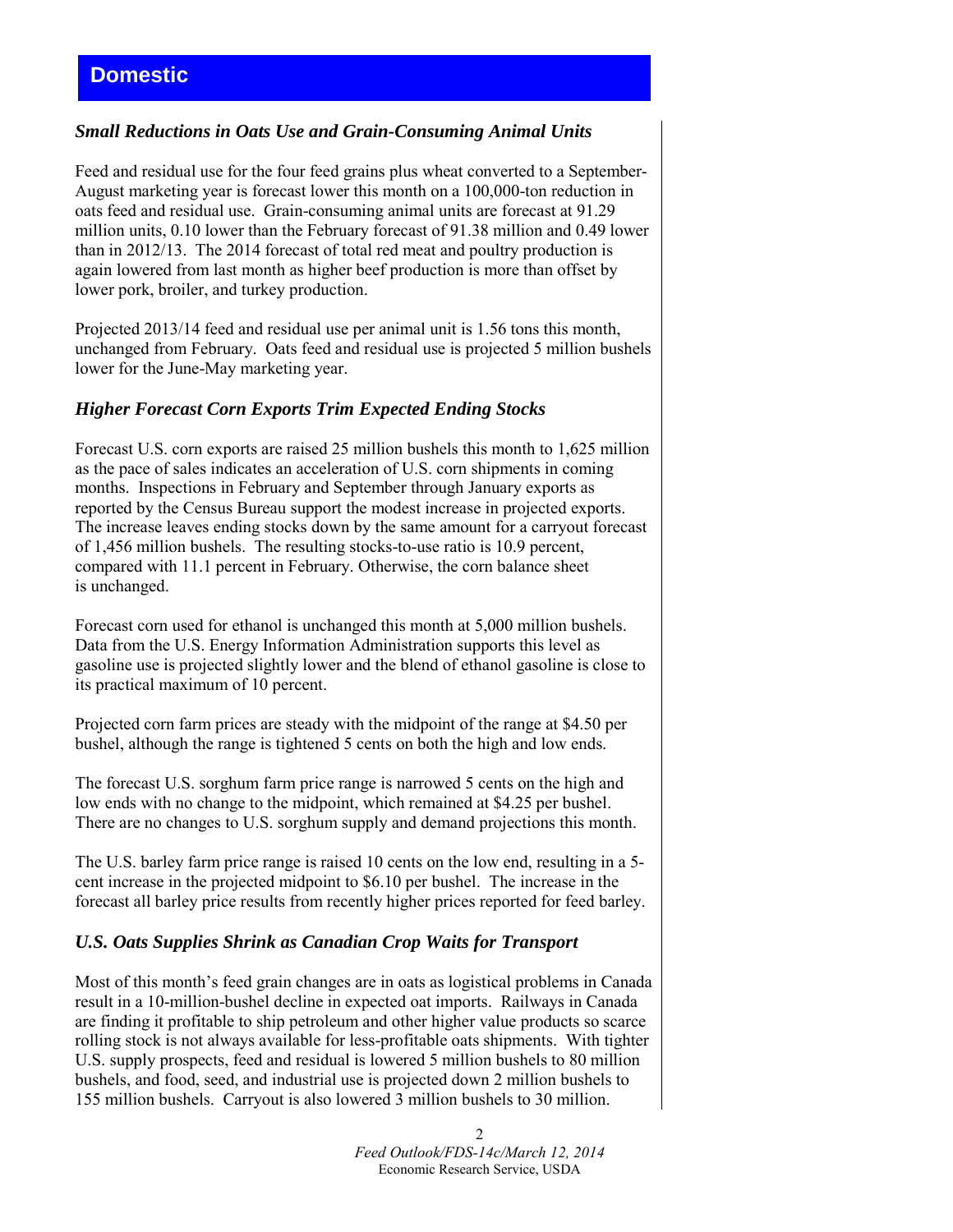# Domestic

### *Small Reductions in Oats Use and Grain-Consuming Animal Units*

Feed and residual use for the four feed grains plus wheat converted to a September-August marketing year is forecast lower this month on a 100,000-ton reduction in oats feed and residual use. Grain-consuming animal units are forecast at 91.29 million units, 0.10 lower than the February forecast of 91.38 million and 0.49 lower than in 2012/13. The 2014 forecast of total red meat and poultry production is again lowered from last month as higher beef production is more than offset by lower pork, broiler, and turkey production.

Projected 2013/14 feed and residual use per animal unit is 1.56 tons this month, unchanged from February. Oats feed and residual use is projected 5 million bushels lower for the June-May marketing year.

### *Higher Forecast Corn Exports Trim Expected Ending Stocks*

Forecast U.S. corn exports are raised 25 million bushels this month to 1,625 million as the pace of sales indicates an acceleration of U.S. corn shipments in coming months. Inspections in February and September through January exports as reported by the Census Bureau support the modest increase in projected exports. The increase leaves ending stocks down by the same amount for a carryout forecast of 1,456 million bushels. The resulting stocks-to-use ratio is 10.9 percent, compared with 11.1 percent in February. Otherwise, the corn balance sheet is unchanged.

Forecast corn used for ethanol is unchanged this month at 5,000 million bushels. Data from the U.S. Energy Information Administration supports this level as gasoline use is projected slightly lower and the blend of ethanol gasoline is close to its practical maximum of 10 percent.

Projected corn farm prices are steady with the midpoint of the range at $4.50 per bushel, although the range is tightened 5 cents on both the high and low ends.

The forecast U.S. sorghum farm price range is narrowed 5 cents on the high and low ends with no change to the midpoint, which remained at $4.25 per bushel. There are no changes to U.S. sorghum supply and demand projections this month.

The U.S. barley farm price range is raised 10 cents on the low end, resulting in a 5-cent increase in the projected midpoint to $6.10 per bushel. The increase in the forecast all barley price results from recently higher prices reported for feed barley.

### *U.S. Oats Supplies Shrink as Canadian Crop Waits for Transport*

Most of this month's feed grain changes are in oats as logistical problems in Canada result in a 10-million-bushel decline in expected oat imports. Railways in Canada are finding it profitable to ship petroleum and other higher value products so scarce rolling stock is not always available for less-profitable oats shipments. With tighter U.S. supply prospects, feed and residual is lowered 5 million bushels to 80 million bushels, and food, seed, and industrial use is projected down 2 million bushels to 155 million bushels. Carryout is also lowered 3 million bushels to 30 million.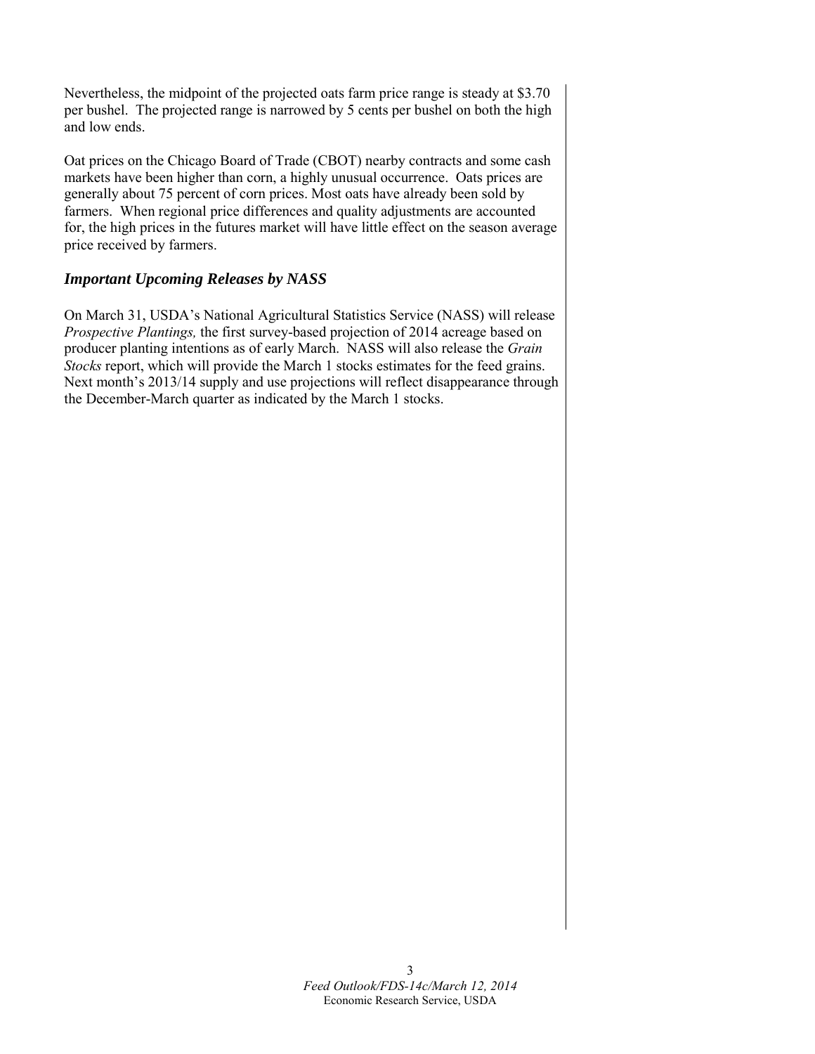Nevertheless, the midpoint of the projected oats farm price range is steady at $3.70 per bushel. The projected range is narrowed by 5 cents per bushel on both the high and low ends.

Oat prices on the Chicago Board of Trade (CBOT) nearby contracts and some cash markets have been higher than corn, a highly unusual occurrence. Oats prices are generally about 75 percent of corn prices. Most oats have already been sold by farmers. When regional price differences and quality adjustments are accounted for, the high prices in the futures market will have little effect on the season average price received by farmers.

### ***Important Upcoming Releases by NASS***

On March 31, USDA's National Agricultural Statistics Service (NASS) will release *Prospective Plantings,* the first survey-based projection of 2014 acreage based on producer planting intentions as of early March. NASS will also release the *Grain Stocks* report, which will provide the March 1 stocks estimates for the feed grains. Next month's 2013/14 supply and use projections will reflect disappearance through the December-March quarter as indicated by the March 1 stocks.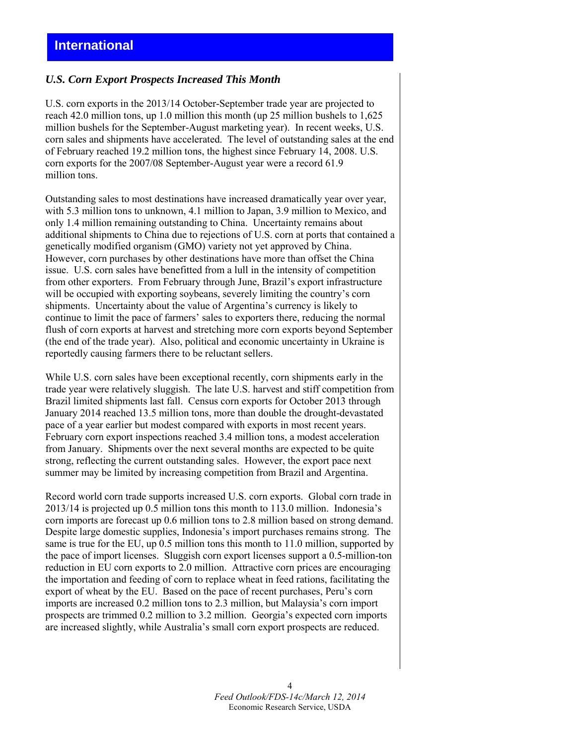# International

### *U.S. Corn Export Prospects Increased This Month*

U.S. corn exports in the 2013/14 October-September trade year are projected to reach 42.0 million tons, up 1.0 million this month (up 25 million bushels to 1,625 million bushels for the September-August marketing year). In recent weeks, U.S. corn sales and shipments have accelerated. The level of outstanding sales at the end of February reached 19.2 million tons, the highest since February 14, 2008. U.S. corn exports for the 2007/08 September-August year were a record 61.9 million tons.

Outstanding sales to most destinations have increased dramatically year over year, with 5.3 million tons to unknown, 4.1 million to Japan, 3.9 million to Mexico, and only 1.4 million remaining outstanding to China. Uncertainty remains about additional shipments to China due to rejections of U.S. corn at ports that contained a genetically modified organism (GMO) variety not yet approved by China. However, corn purchases by other destinations have more than offset the China issue. U.S. corn sales have benefitted from a lull in the intensity of competition from other exporters. From February through June, Brazil's export infrastructure will be occupied with exporting soybeans, severely limiting the country's corn shipments. Uncertainty about the value of Argentina's currency is likely to continue to limit the pace of farmers' sales to exporters there, reducing the normal flush of corn exports at harvest and stretching more corn exports beyond September (the end of the trade year). Also, political and economic uncertainty in Ukraine is reportedly causing farmers there to be reluctant sellers.

While U.S. corn sales have been exceptional recently, corn shipments early in the trade year were relatively sluggish. The late U.S. harvest and stiff competition from Brazil limited shipments last fall. Census corn exports for October 2013 through January 2014 reached 13.5 million tons, more than double the drought-devastated pace of a year earlier but modest compared with exports in most recent years. February corn export inspections reached 3.4 million tons, a modest acceleration from January. Shipments over the next several months are expected to be quite strong, reflecting the current outstanding sales. However, the export pace next summer may be limited by increasing competition from Brazil and Argentina.

Record world corn trade supports increased U.S. corn exports. Global corn trade in 2013/14 is projected up 0.5 million tons this month to 113.0 million. Indonesia's corn imports are forecast up 0.6 million tons to 2.8 million based on strong demand. Despite large domestic supplies, Indonesia's import purchases remains strong. The same is true for the EU, up 0.5 million tons this month to 11.0 million, supported by the pace of import licenses. Sluggish corn export licenses support a 0.5-million-ton reduction in EU corn exports to 2.0 million. Attractive corn prices are encouraging the importation and feeding of corn to replace wheat in feed rations, facilitating the export of wheat by the EU. Based on the pace of recent purchases, Peru's corn imports are increased 0.2 million tons to 2.3 million, but Malaysia's corn import prospects are trimmed 0.2 million to 3.2 million. Georgia's expected corn imports are increased slightly, while Australia's small corn export prospects are reduced.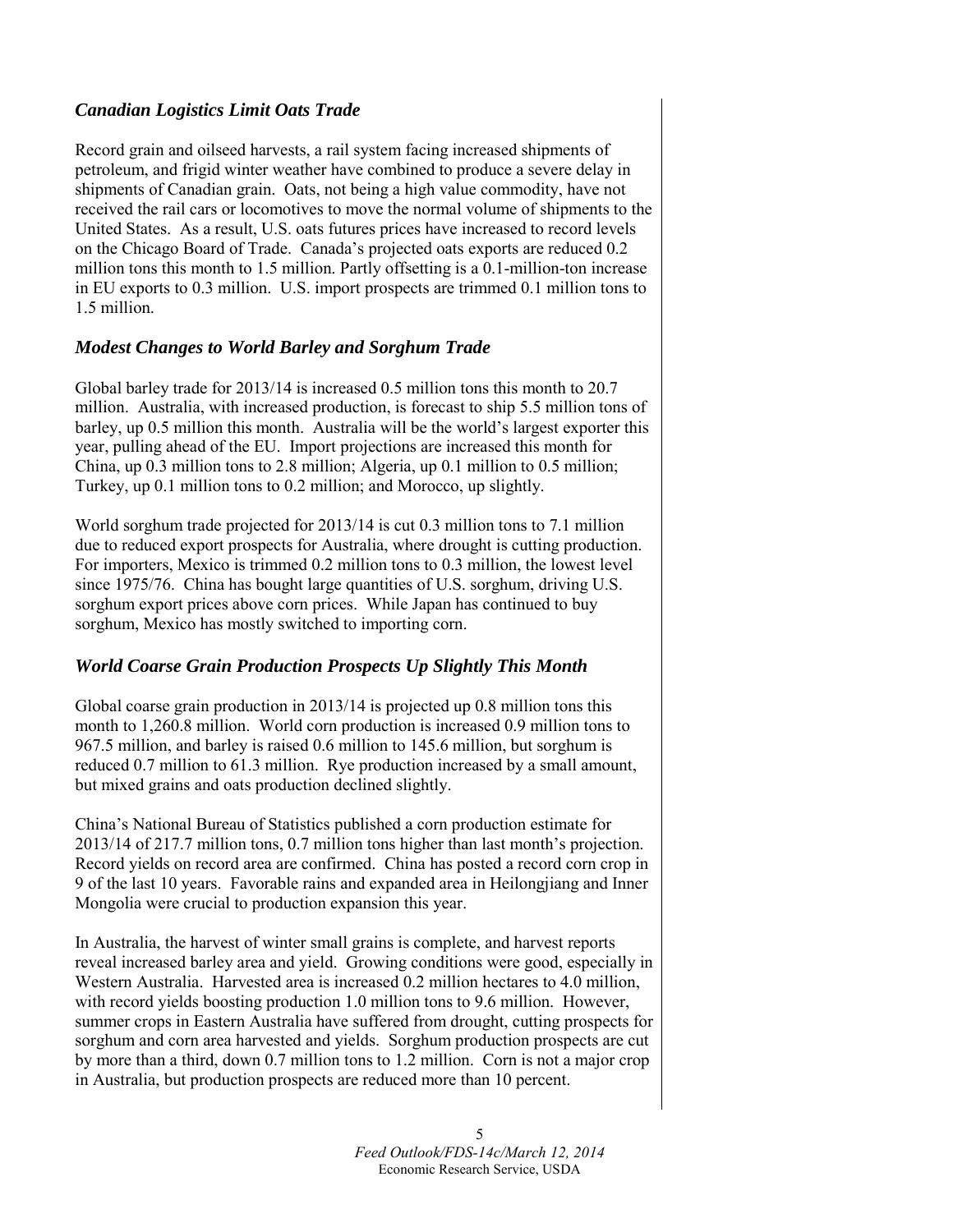### *Canadian Logistics Limit Oats Trade*

Record grain and oilseed harvests, a rail system facing increased shipments of petroleum, and frigid winter weather have combined to produce a severe delay in shipments of Canadian grain. Oats, not being a high value commodity, have not received the rail cars or locomotives to move the normal volume of shipments to the United States. As a result, U.S. oats futures prices have increased to record levels on the Chicago Board of Trade. Canada's projected oats exports are reduced 0.2 million tons this month to 1.5 million. Partly offsetting is a 0.1-million-ton increase in EU exports to 0.3 million. U.S. import prospects are trimmed 0.1 million tons to 1.5 million.

### *Modest Changes to World Barley and Sorghum Trade*

Global barley trade for 2013/14 is increased 0.5 million tons this month to 20.7 million. Australia, with increased production, is forecast to ship 5.5 million tons of barley, up 0.5 million this month. Australia will be the world's largest exporter this year, pulling ahead of the EU. Import projections are increased this month for China, up 0.3 million tons to 2.8 million; Algeria, up 0.1 million to 0.5 million; Turkey, up 0.1 million tons to 0.2 million; and Morocco, up slightly.

World sorghum trade projected for 2013/14 is cut 0.3 million tons to 7.1 million due to reduced export prospects for Australia, where drought is cutting production. For importers, Mexico is trimmed 0.2 million tons to 0.3 million, the lowest level since 1975/76. China has bought large quantities of U.S. sorghum, driving U.S. sorghum export prices above corn prices. While Japan has continued to buy sorghum, Mexico has mostly switched to importing corn.

### *World Coarse Grain Production Prospects Up Slightly This Month*

Global coarse grain production in 2013/14 is projected up 0.8 million tons this month to 1,260.8 million. World corn production is increased 0.9 million tons to 967.5 million, and barley is raised 0.6 million to 145.6 million, but sorghum is reduced 0.7 million to 61.3 million. Rye production increased by a small amount, but mixed grains and oats production declined slightly.

China's National Bureau of Statistics published a corn production estimate for 2013/14 of 217.7 million tons, 0.7 million tons higher than last month's projection. Record yields on record area are confirmed. China has posted a record corn crop in 9 of the last 10 years. Favorable rains and expanded area in Heilongjiang and Inner Mongolia were crucial to production expansion this year.

In Australia, the harvest of winter small grains is complete, and harvest reports reveal increased barley area and yield. Growing conditions were good, especially in Western Australia. Harvested area is increased 0.2 million hectares to 4.0 million, with record yields boosting production 1.0 million tons to 9.6 million. However, summer crops in Eastern Australia have suffered from drought, cutting prospects for sorghum and corn area harvested and yields. Sorghum production prospects are cut by more than a third, down 0.7 million tons to 1.2 million. Corn is not a major crop in Australia, but production prospects are reduced more than 10 percent.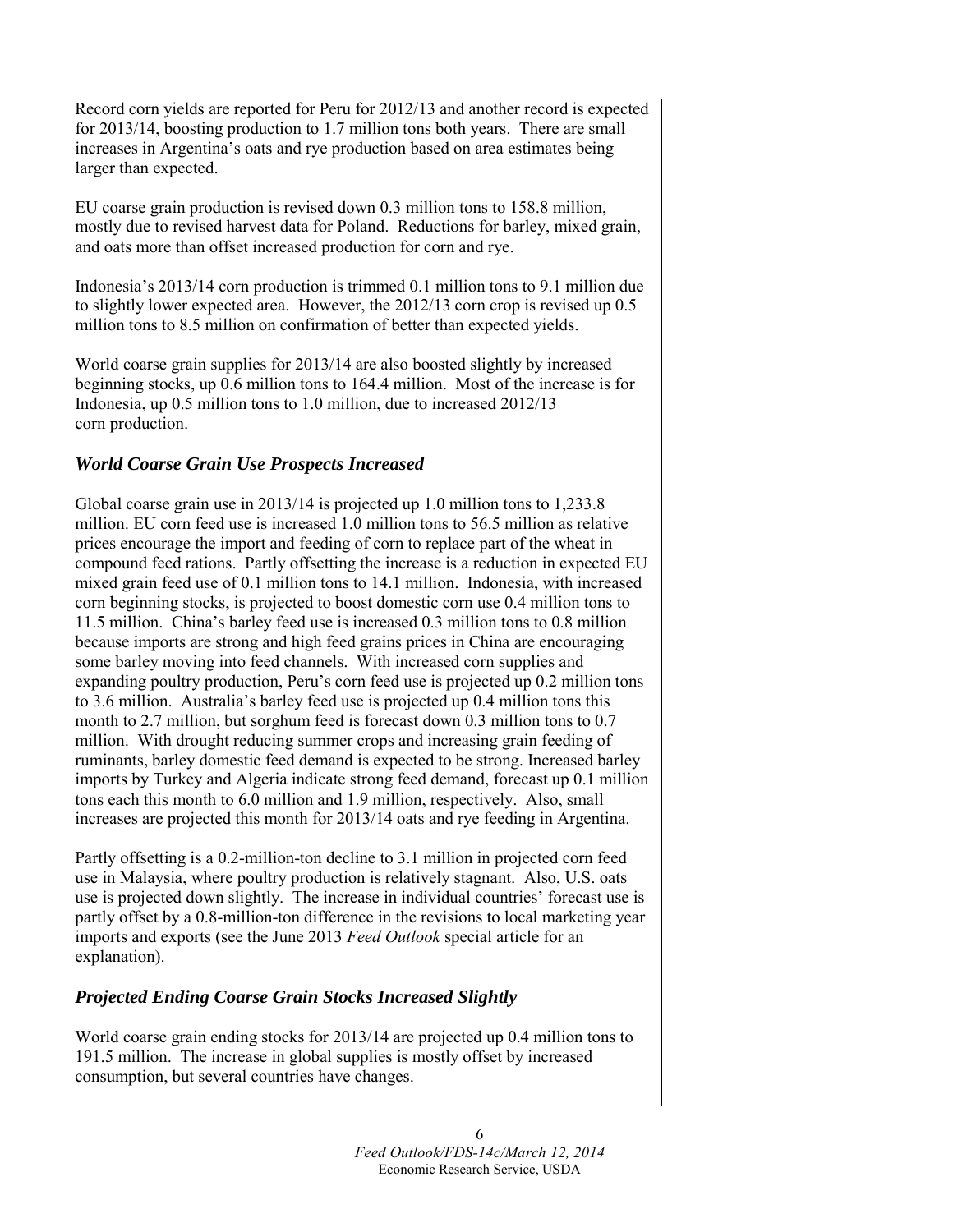Record corn yields are reported for Peru for 2012/13 and another record is expected for 2013/14, boosting production to 1.7 million tons both years. There are small increases in Argentina's oats and rye production based on area estimates being larger than expected.

EU coarse grain production is revised down 0.3 million tons to 158.8 million, mostly due to revised harvest data for Poland. Reductions for barley, mixed grain, and oats more than offset increased production for corn and rye.

Indonesia's 2013/14 corn production is trimmed 0.1 million tons to 9.1 million due to slightly lower expected area. However, the 2012/13 corn crop is revised up 0.5 million tons to 8.5 million on confirmation of better than expected yields.

World coarse grain supplies for 2013/14 are also boosted slightly by increased beginning stocks, up 0.6 million tons to 164.4 million. Most of the increase is for Indonesia, up 0.5 million tons to 1.0 million, due to increased 2012/13 corn production.

## *World Coarse Grain Use Prospects Increased*

Global coarse grain use in 2013/14 is projected up 1.0 million tons to 1,233.8 million. EU corn feed use is increased 1.0 million tons to 56.5 million as relative prices encourage the import and feeding of corn to replace part of the wheat in compound feed rations. Partly offsetting the increase is a reduction in expected EU mixed grain feed use of 0.1 million tons to 14.1 million. Indonesia, with increased corn beginning stocks, is projected to boost domestic corn use 0.4 million tons to 11.5 million. China's barley feed use is increased 0.3 million tons to 0.8 million because imports are strong and high feed grains prices in China are encouraging some barley moving into feed channels. With increased corn supplies and expanding poultry production, Peru's corn feed use is projected up 0.2 million tons to 3.6 million. Australia's barley feed use is projected up 0.4 million tons this month to 2.7 million, but sorghum feed is forecast down 0.3 million tons to 0.7 million. With drought reducing summer crops and increasing grain feeding of ruminants, barley domestic feed demand is expected to be strong. Increased barley imports by Turkey and Algeria indicate strong feed demand, forecast up 0.1 million tons each this month to 6.0 million and 1.9 million, respectively. Also, small increases are projected this month for 2013/14 oats and rye feeding in Argentina.

Partly offsetting is a 0.2-million-ton decline to 3.1 million in projected corn feed use in Malaysia, where poultry production is relatively stagnant. Also, U.S. oats use is projected down slightly. The increase in individual countries' forecast use is partly offset by a 0.8-million-ton difference in the revisions to local marketing year imports and exports (see the June 2013 *Feed Outlook* special article for an explanation).

## *Projected Ending Coarse Grain Stocks Increased Slightly*

World coarse grain ending stocks for 2013/14 are projected up 0.4 million tons to 191.5 million. The increase in global supplies is mostly offset by increased consumption, but several countries have changes.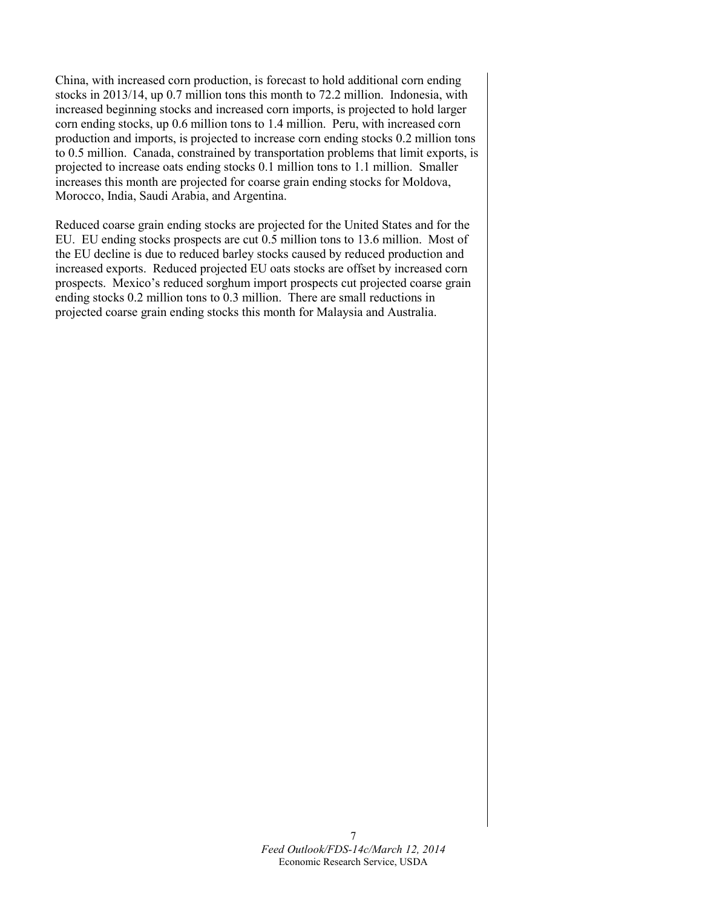China, with increased corn production, is forecast to hold additional corn ending stocks in 2013/14, up 0.7 million tons this month to 72.2 million. Indonesia, with increased beginning stocks and increased corn imports, is projected to hold larger corn ending stocks, up 0.6 million tons to 1.4 million. Peru, with increased corn production and imports, is projected to increase corn ending stocks 0.2 million tons to 0.5 million. Canada, constrained by transportation problems that limit exports, is projected to increase oats ending stocks 0.1 million tons to 1.1 million. Smaller increases this month are projected for coarse grain ending stocks for Moldova, Morocco, India, Saudi Arabia, and Argentina.

Reduced coarse grain ending stocks are projected for the United States and for the EU. EU ending stocks prospects are cut 0.5 million tons to 13.6 million. Most of the EU decline is due to reduced barley stocks caused by reduced production and increased exports. Reduced projected EU oats stocks are offset by increased corn prospects. Mexico's reduced sorghum import prospects cut projected coarse grain ending stocks 0.2 million tons to 0.3 million. There are small reductions in projected coarse grain ending stocks this month for Malaysia and Australia.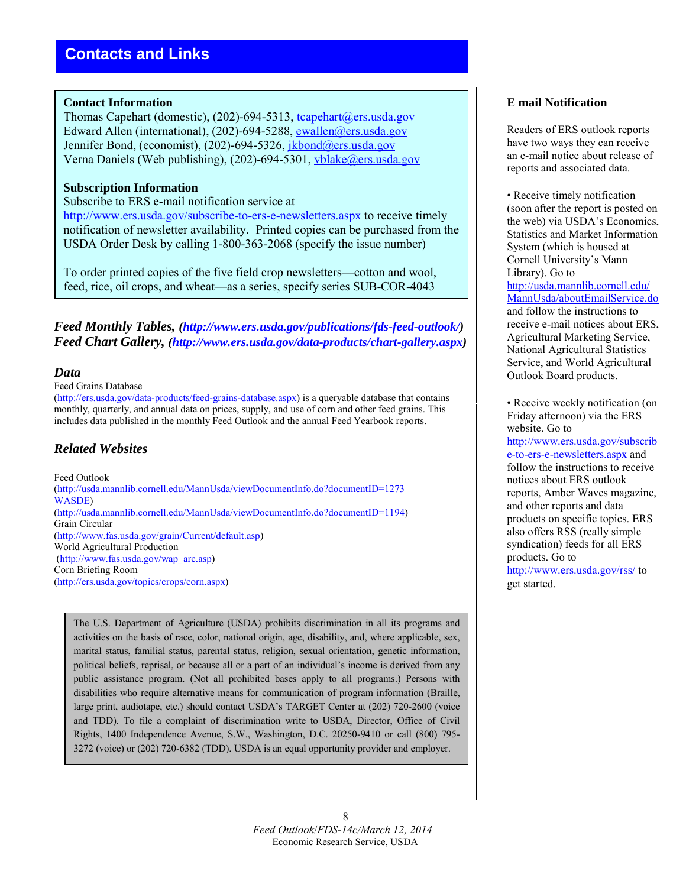# Contacts and Links

**Contact Information**
Thomas Capehart (domestic), (202)-694-5313, tcapehart@ers.usda.gov
Edward Allen (international), (202)-694-5288, ewallen@ers.usda.gov
Jennifer Bond, (economist), (202)-694-5326, jkbond@ers.usda.gov
Verna Daniels (Web publishing), (202)-694-5301, vblake@ers.usda.gov

**Subscription Information**
Subscribe to ERS e-mail notification service at http://www.ers.usda.gov/subscribe-to-ers-e-newsletters.aspx to receive timely notification of newsletter availability. Printed copies can be purchased from the USDA Order Desk by calling 1-800-363-2068 (specify the issue number)

To order printed copies of the five field crop newsletters—cotton and wool, feed, rice, oil crops, and wheat—as a series, specify series SUB-COR-4043

***Feed Monthly Tables, (http://www.ers.usda.gov/publications/fds-feed-outlook/)***
***Feed Chart Gallery, (http://www.ers.usda.gov/data-products/chart-gallery.aspx)***

## *Data*

Feed Grains Database
(http://ers.usda.gov/data-products/feed-grains-database.aspx) is a queryable database that contains monthly, quarterly, and annual data on prices, supply, and use of corn and other feed grains. This includes data published in the monthly Feed Outlook and the annual Feed Yearbook reports.

## *Related Websites*

Feed Outlook
(http://usda.mannlib.cornell.edu/MannUsda/viewDocumentInfo.do?documentID=1273
WASDE)
(http://usda.mannlib.cornell.edu/MannUsda/viewDocumentInfo.do?documentID=1194)
Grain Circular
(http://www.fas.usda.gov/grain/Current/default.asp)
World Agricultural Production
(http://www.fas.usda.gov/wap_arc.asp)
Corn Briefing Room
(http://ers.usda.gov/topics/crops/corn.aspx)

The U.S. Department of Agriculture (USDA) prohibits discrimination in all its programs and activities on the basis of race, color, national origin, age, disability, and, where applicable, sex, marital status, familial status, parental status, religion, sexual orientation, genetic information, political beliefs, reprisal, or because all or a part of an individual's income is derived from any public assistance program. (Not all prohibited bases apply to all programs.) Persons with disabilities who require alternative means for communication of program information (Braille, large print, audiotape, etc.) should contact USDA's TARGET Center at (202) 720-2600 (voice and TDD). To file a complaint of discrimination write to USDA, Director, Office of Civil Rights, 1400 Independence Avenue, S.W., Washington, D.C. 20250-9410 or call (800) 795-3272 (voice) or (202) 720-6382 (TDD). USDA is an equal opportunity provider and employer.

## E mail Notification

Readers of ERS outlook reports have two ways they can receive an e-mail notice about release of reports and associated data.

- Receive timely notification (soon after the report is posted on the web) via USDA's Economics, Statistics and Market Information System (which is housed at Cornell University's Mann Library). Go to http://usda.mannlib.cornell.edu/MannUsda/aboutEmailService.do and follow the instructions to receive e-mail notices about ERS, Agricultural Marketing Service, National Agricultural Statistics Service, and World Agricultural Outlook Board products.

- Receive weekly notification (on Friday afternoon) via the ERS website. Go to http://www.ers.usda.gov/subscribe-to-ers-e-newsletters.aspx and follow the instructions to receive notices about ERS outlook reports, Amber Waves magazine, and other reports and data products on specific topics. ERS also offers RSS (really simple syndication) feeds for all ERS products. Go to http://www.ers.usda.gov/rss/ to get started.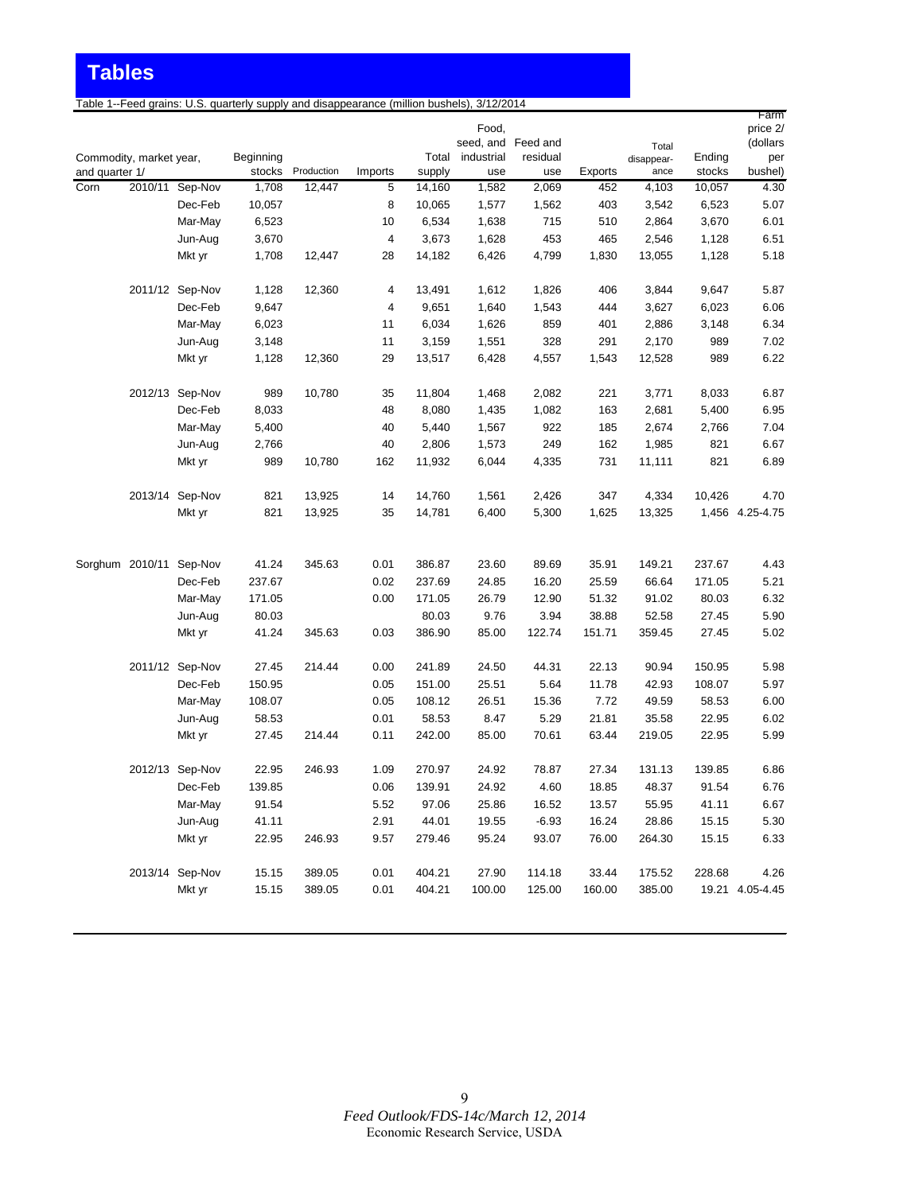# Tables

Table 1--Feed grains: U.S. quarterly supply and disappearance (million bushels), 3/12/2014

| Commodity, market year, and quarter 1/ | | | Beginning stocks | Production | Imports | Total supply | Food, seed, and industrial use | Feed and residual use | Exports | Total disappear-ance | Ending stocks | Farm price 2/ (dollars per bushel) |
|---|---|---|---|---|---|---|---|---|---|---|---|---|
| Corn | 2010/11 | Sep-Nov | 1,708 | 12,447 | 5 | 14,160 | 1,582 | 2,069 | 452 | 4,103 | 10,057 | 4.30 |
| | | Dec-Feb | 10,057 | | 8 | 10,065 | 1,577 | 1,562 | 403 | 3,542 | 6,523 | 5.07 |
| | | Mar-May | 6,523 | | 10 | 6,534 | 1,638 | 715 | 510 | 2,864 | 3,670 | 6.01 |
| | | Jun-Aug | 3,670 | | 4 | 3,673 | 1,628 | 453 | 465 | 2,546 | 1,128 | 6.51 |
| | | Mkt yr | 1,708 | 12,447 | 28 | 14,182 | 6,426 | 4,799 | 1,830 | 13,055 | 1,128 | 5.18 |
| | 2011/12 | Sep-Nov | 1,128 | 12,360 | 4 | 13,491 | 1,612 | 1,826 | 406 | 3,844 | 9,647 | 5.87 |
| | | Dec-Feb | 9,647 | | 4 | 9,651 | 1,640 | 1,543 | 444 | 3,627 | 6,023 | 6.06 |
| | | Mar-May | 6,023 | | 11 | 6,034 | 1,626 | 859 | 401 | 2,886 | 3,148 | 6.34 |
| | | Jun-Aug | 3,148 | | 11 | 3,159 | 1,551 | 328 | 291 | 2,170 | 989 | 7.02 |
| | | Mkt yr | 1,128 | 12,360 | 29 | 13,517 | 6,428 | 4,557 | 1,543 | 12,528 | 989 | 6.22 |
| | 2012/13 | Sep-Nov | 989 | 10,780 | 35 | 11,804 | 1,468 | 2,082 | 221 | 3,771 | 8,033 | 6.87 |
| | | Dec-Feb | 8,033 | | 48 | 8,080 | 1,435 | 1,082 | 163 | 2,681 | 5,400 | 6.95 |
| | | Mar-May | 5,400 | | 40 | 5,440 | 1,567 | 922 | 185 | 2,674 | 2,766 | 7.04 |
| | | Jun-Aug | 2,766 | | 40 | 2,806 | 1,573 | 249 | 162 | 1,985 | 821 | 6.67 |
| | | Mkt yr | 989 | 10,780 | 162 | 11,932 | 6,044 | 4,335 | 731 | 11,111 | 821 | 6.89 |
| | 2013/14 | Sep-Nov | 821 | 13,925 | 14 | 14,760 | 1,561 | 2,426 | 347 | 4,334 | 10,426 | 4.70 |
| | | Mkt yr | 821 | 13,925 | 35 | 14,781 | 6,400 | 5,300 | 1,625 | 13,325 | 1,456 | 4.25-4.75 |
| Sorghum | 2010/11 | Sep-Nov | 41.24 | 345.63 | 0.01 | 386.87 | 23.60 | 89.69 | 35.91 | 149.21 | 237.67 | 4.43 |
| | | Dec-Feb | 237.67 | | 0.02 | 237.69 | 24.85 | 16.20 | 25.59 | 66.64 | 171.05 | 5.21 |
| | | Mar-May | 171.05 | | 0.00 | 171.05 | 26.79 | 12.90 | 51.32 | 91.02 | 80.03 | 6.32 |
| | | Jun-Aug | 80.03 | | | 80.03 | 9.76 | 3.94 | 38.88 | 52.58 | 27.45 | 5.90 |
| | | Mkt yr | 41.24 | 345.63 | 0.03 | 386.90 | 85.00 | 122.74 | 151.71 | 359.45 | 27.45 | 5.02 |
| | 2011/12 | Sep-Nov | 27.45 | 214.44 | 0.00 | 241.89 | 24.50 | 44.31 | 22.13 | 90.94 | 150.95 | 5.98 |
| | | Dec-Feb | 150.95 | | 0.05 | 151.00 | 25.51 | 5.64 | 11.78 | 42.93 | 108.07 | 5.97 |
| | | Mar-May | 108.07 | | 0.05 | 108.12 | 26.51 | 15.36 | 7.72 | 49.59 | 58.53 | 6.00 |
| | | Jun-Aug | 58.53 | | 0.01 | 58.53 | 8.47 | 5.29 | 21.81 | 35.58 | 22.95 | 6.02 |
| | | Mkt yr | 27.45 | 214.44 | 0.11 | 242.00 | 85.00 | 70.61 | 63.44 | 219.05 | 22.95 | 5.99 |
| | 2012/13 | Sep-Nov | 22.95 | 246.93 | 1.09 | 270.97 | 24.92 | 78.87 | 27.34 | 131.13 | 139.85 | 6.86 |
| | | Dec-Feb | 139.85 | | 0.06 | 139.91 | 24.92 | 4.60 | 18.85 | 48.37 | 91.54 | 6.76 |
| | | Mar-May | 91.54 | | 5.52 | 97.06 | 25.86 | 16.52 | 13.57 | 55.95 | 41.11 | 6.67 |
| | | Jun-Aug | 41.11 | | 2.91 | 44.01 | 19.55 | -6.93 | 16.24 | 28.86 | 15.15 | 5.30 |
| | | Mkt yr | 22.95 | 246.93 | 9.57 | 279.46 | 95.24 | 93.07 | 76.00 | 264.30 | 15.15 | 6.33 |
| | 2013/14 | Sep-Nov | 15.15 | 389.05 | 0.01 | 404.21 | 27.90 | 114.18 | 33.44 | 175.52 | 228.68 | 4.26 |
| | | Mkt yr | 15.15 | 389.05 | 0.01 | 404.21 | 100.00 | 125.00 | 160.00 | 385.00 | 19.21 | 4.05-4.45 |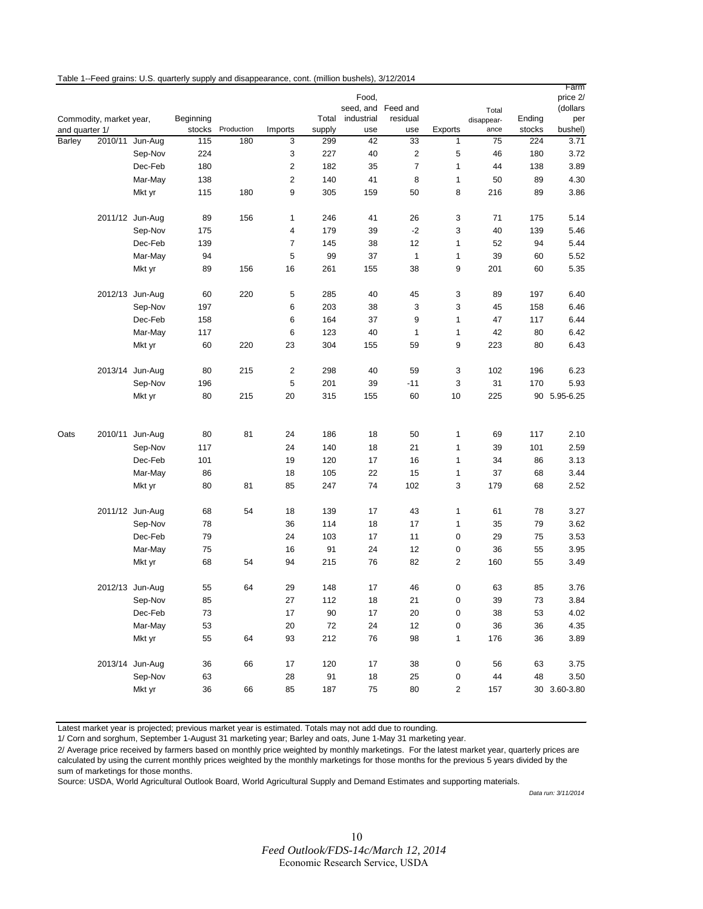Table 1--Feed grains: U.S. quarterly supply and disappearance, cont. (million bushels), 3/12/2014

| Commodity, market year, and quarter 1/ | | | Beginning stocks | Production | Imports | Total supply | Food, seed, and industrial use | Feed and residual use | Exports | Total disappear-ance | Ending stocks | Farm price 2/ (dollars per bushel) |
|---|---|---|---|---|---|---|---|---|---|---|---|---|
| Barley | 2010/11 | Jun-Aug | 115 | 180 | 3 | 299 | 42 | 33 | 1 | 75 | 224 | 3.71 |
| | | Sep-Nov | 224 | | 3 | 227 | 40 | 2 | 5 | 46 | 180 | 3.72 |
| | | Dec-Feb | 180 | | 2 | 182 | 35 | 7 | 1 | 44 | 138 | 3.89 |
| | | Mar-May | 138 | | 2 | 140 | 41 | 8 | 1 | 50 | 89 | 4.30 |
| | | Mkt yr | 115 | 180 | 9 | 305 | 159 | 50 | 8 | 216 | 89 | 3.86 |
| | 2011/12 | Jun-Aug | 89 | 156 | 1 | 246 | 41 | 26 | 3 | 71 | 175 | 5.14 |
| | | Sep-Nov | 175 | | 4 | 179 | 39 | -2 | 3 | 40 | 139 | 5.46 |
| | | Dec-Feb | 139 | | 7 | 145 | 38 | 12 | 1 | 52 | 94 | 5.44 |
| | | Mar-May | 94 | | 5 | 99 | 37 | 1 | 1 | 39 | 60 | 5.52 |
| | | Mkt yr | 89 | 156 | 16 | 261 | 155 | 38 | 9 | 201 | 60 | 5.35 |
| | 2012/13 | Jun-Aug | 60 | 220 | 5 | 285 | 40 | 45 | 3 | 89 | 197 | 6.40 |
| | | Sep-Nov | 197 | | 6 | 203 | 38 | 3 | 3 | 45 | 158 | 6.46 |
| | | Dec-Feb | 158 | | 6 | 164 | 37 | 9 | 1 | 47 | 117 | 6.44 |
| | | Mar-May | 117 | | 6 | 123 | 40 | 1 | 1 | 42 | 80 | 6.42 |
| | | Mkt yr | 60 | 220 | 23 | 304 | 155 | 59 | 9 | 223 | 80 | 6.43 |
| | 2013/14 | Jun-Aug | 80 | 215 | 2 | 298 | 40 | 59 | 3 | 102 | 196 | 6.23 |
| | | Sep-Nov | 196 | | 5 | 201 | 39 | -11 | 3 | 31 | 170 | 5.93 |
| | | Mkt yr | 80 | 215 | 20 | 315 | 155 | 60 | 10 | 225 | 90 | 5.95-6.25 |
| Oats | 2010/11 | Jun-Aug | 80 | 81 | 24 | 186 | 18 | 50 | 1 | 69 | 117 | 2.10 |
| | | Sep-Nov | 117 | | 24 | 140 | 18 | 21 | 1 | 39 | 101 | 2.59 |
| | | Dec-Feb | 101 | | 19 | 120 | 17 | 16 | 1 | 34 | 86 | 3.13 |
| | | Mar-May | 86 | | 18 | 105 | 22 | 15 | 1 | 37 | 68 | 3.44 |
| | | Mkt yr | 80 | 81 | 85 | 247 | 74 | 102 | 3 | 179 | 68 | 2.52 |
| | 2011/12 | Jun-Aug | 68 | 54 | 18 | 139 | 17 | 43 | 1 | 61 | 78 | 3.27 |
| | | Sep-Nov | 78 | | 36 | 114 | 18 | 17 | 1 | 35 | 79 | 3.62 |
| | | Dec-Feb | 79 | | 24 | 103 | 17 | 11 | 0 | 29 | 75 | 3.53 |
| | | Mar-May | 75 | | 16 | 91 | 24 | 12 | 0 | 36 | 55 | 3.95 |
| | | Mkt yr | 68 | 54 | 94 | 215 | 76 | 82 | 2 | 160 | 55 | 3.49 |
| | 2012/13 | Jun-Aug | 55 | 64 | 29 | 148 | 17 | 46 | 0 | 63 | 85 | 3.76 |
| | | Sep-Nov | 85 | | 27 | 112 | 18 | 21 | 0 | 39 | 73 | 3.84 |
| | | Dec-Feb | 73 | | 17 | 90 | 17 | 20 | 0 | 38 | 53 | 4.02 |
| | | Mar-May | 53 | | 20 | 72 | 24 | 12 | 0 | 36 | 36 | 4.35 |
| | | Mkt yr | 55 | 64 | 93 | 212 | 76 | 98 | 1 | 176 | 36 | 3.89 |
| | 2013/14 | Jun-Aug | 36 | 66 | 17 | 120 | 17 | 38 | 0 | 56 | 63 | 3.75 |
| | | Sep-Nov | 63 | | 28 | 91 | 18 | 25 | 0 | 44 | 48 | 3.50 |
| | | Mkt yr | 36 | 66 | 85 | 187 | 75 | 80 | 2 | 157 | 30 | 3.60-3.80 |

Latest market year is projected; previous market year is estimated. Totals may not add due to rounding.

1/ Corn and sorghum, September 1-August 31 marketing year; Barley and oats, June 1-May 31 marketing year.

2/ Average price received by farmers based on monthly price weighted by monthly marketings. For the latest market year, quarterly prices are calculated by using the current monthly prices weighted by the monthly marketings for those months for the previous 5 years divided by the sum of marketings for those months.

Source: USDA, World Agricultural Outlook Board, World Agricultural Supply and Demand Estimates and supporting materials.

*Data run: 3/11/2014*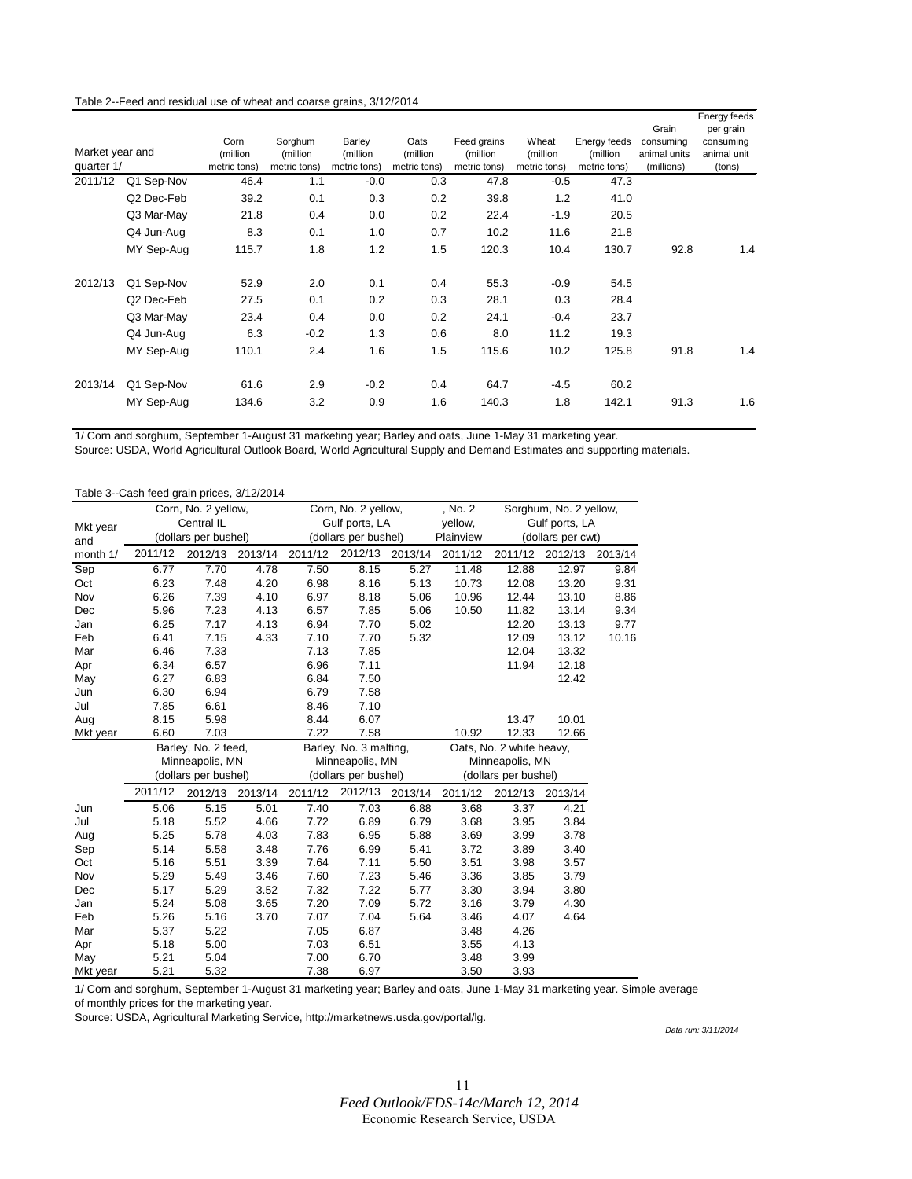Table 2--Feed and residual use of wheat and coarse grains, 3/12/2014

| Market year and quarter 1/ | | Corn (million metric tons) | Sorghum (million metric tons) | Barley (million metric tons) | Oats (million metric tons) | Feed grains (million metric tons) | Wheat (million metric tons) | Energy feeds (million metric tons) | Grain consuming animal units (millions) | Energy feeds per grain consuming animal unit (tons) |
|---|---|---|---|---|---|---|---|---|---|---|
| 2011/12 | Q1 Sep-Nov | 46.4 | 1.1 | -0.0 | 0.3 | 47.8 | -0.5 | 47.3 | | |
| | Q2 Dec-Feb | 39.2 | 0.1 | 0.3 | 0.2 | 39.8 | 1.2 | 41.0 | | |
| | Q3 Mar-May | 21.8 | 0.4 | 0.0 | 0.2 | 22.4 | -1.9 | 20.5 | | |
| | Q4 Jun-Aug | 8.3 | 0.1 | 1.0 | 0.7 | 10.2 | 11.6 | 21.8 | | |
| | MY Sep-Aug | 115.7 | 1.8 | 1.2 | 1.5 | 120.3 | 10.4 | 130.7 | 92.8 | 1.4 |
| 2012/13 | Q1 Sep-Nov | 52.9 | 2.0 | 0.1 | 0.4 | 55.3 | -0.9 | 54.5 | | |
| | Q2 Dec-Feb | 27.5 | 0.1 | 0.2 | 0.3 | 28.1 | 0.3 | 28.4 | | |
| | Q3 Mar-May | 23.4 | 0.4 | 0.0 | 0.2 | 24.1 | -0.4 | 23.7 | | |
| | Q4 Jun-Aug | 6.3 | -0.2 | 1.3 | 0.6 | 8.0 | 11.2 | 19.3 | | |
| | MY Sep-Aug | 110.1 | 2.4 | 1.6 | 1.5 | 115.6 | 10.2 | 125.8 | 91.8 | 1.4 |
| 2013/14 | Q1 Sep-Nov | 61.6 | 2.9 | -0.2 | 0.4 | 64.7 | -4.5 | 60.2 | | |
| | MY Sep-Aug | 134.6 | 3.2 | 0.9 | 1.6 | 140.3 | 1.8 | 142.1 | 91.3 | 1.6 |

1/ Corn and sorghum, September 1-August 31 marketing year; Barley and oats, June 1-May 31 marketing year.
Source: USDA, World Agricultural Outlook Board, World Agricultural Supply and Demand Estimates and supporting materials.

Table 3--Cash feed grain prices, 3/12/2014

| Mkt year and month 1/ | Corn, No. 2 yellow, Central IL (dollars per bushel) | | | Corn, No. 2 yellow, Gulf ports, LA (dollars per bushel) | | | , No. 2 yellow, Plainview | Sorghum, No. 2 yellow, Gulf ports, LA (dollars per cwt) | | |
|---|---|---|---|---|---|---|---|---|---|---|
| | 2011/12 | 2012/13 | 2013/14 | 2011/12 | 2012/13 | 2013/14 | 2011/12 | 2011/12 | 2012/13 | 2013/14 |
| Sep | 6.77 | 7.70 | 4.78 | 7.50 | 8.15 | 5.27 | 11.48 | 12.88 | 12.97 | 9.84 |
| Oct | 6.23 | 7.48 | 4.20 | 6.98 | 8.16 | 5.13 | 10.73 | 12.08 | 13.20 | 9.31 |
| Nov | 6.26 | 7.39 | 4.10 | 6.97 | 8.18 | 5.06 | 10.96 | 12.44 | 13.10 | 8.86 |
| Dec | 5.96 | 7.23 | 4.13 | 6.57 | 7.85 | 5.06 | 10.50 | 11.82 | 13.14 | 9.34 |
| Jan | 6.25 | 7.17 | 4.13 | 6.94 | 7.70 | 5.02 | | 12.20 | 13.13 | 9.77 |
| Feb | 6.41 | 7.15 | 4.33 | 7.10 | 7.70 | 5.32 | | 12.09 | 13.12 | 10.16 |
| Mar | 6.46 | 7.33 | | 7.13 | 7.85 | | | 12.04 | 13.32 | |
| Apr | 6.34 | 6.57 | | 6.96 | 7.11 | | | 11.94 | 12.18 | |
| May | 6.27 | 6.83 | | 6.84 | 7.50 | | | | 12.42 | |
| Jun | 6.30 | 6.94 | | 6.79 | 7.58 | | | | | |
| Jul | 7.85 | 6.61 | | 8.46 | 7.10 | | | | | |
| Aug | 8.15 | 5.98 | | 8.44 | 6.07 | | | 13.47 | 10.01 | |
| Mkt year | 6.60 | 7.03 | | 7.22 | 7.58 | | 10.92 | 12.33 | 12.66 | |

| | Barley, No. 2 feed, Minneapolis, MN (dollars per bushel) | | | Barley, No. 3 malting, Minneapolis, MN (dollars per bushel) | | | Oats, No. 2 white heavy, Minneapolis, MN (dollars per bushel) | | |
|---|---|---|---|---|---|---|---|---|---|
| | 2011/12 | 2012/13 | 2013/14 | 2011/12 | 2012/13 | 2013/14 | 2011/12 | 2012/13 | 2013/14 |
| Jun | 5.06 | 5.15 | 5.01 | 7.40 | 7.03 | 6.88 | 3.68 | 3.37 | 4.21 |
| Jul | 5.18 | 5.52 | 4.66 | 7.72 | 6.89 | 6.79 | 3.68 | 3.95 | 3.84 |
| Aug | 5.25 | 5.78 | 4.03 | 7.83 | 6.95 | 5.88 | 3.69 | 3.99 | 3.78 |
| Sep | 5.14 | 5.58 | 3.48 | 7.76 | 6.99 | 5.41 | 3.72 | 3.89 | 3.40 |
| Oct | 5.16 | 5.51 | 3.39 | 7.64 | 7.11 | 5.50 | 3.51 | 3.98 | 3.57 |
| Nov | 5.29 | 5.49 | 3.46 | 7.60 | 7.23 | 5.46 | 3.36 | 3.85 | 3.79 |
| Dec | 5.17 | 5.29 | 3.52 | 7.32 | 7.22 | 5.77 | 3.30 | 3.94 | 3.80 |
| Jan | 5.24 | 5.08 | 3.65 | 7.20 | 7.09 | 5.72 | 3.16 | 3.79 | 4.30 |
| Feb | 5.26 | 5.16 | 3.70 | 7.07 | 7.04 | 5.64 | 3.46 | 4.07 | 4.64 |
| Mar | 5.37 | 5.22 | | 7.05 | 6.87 | | 3.48 | 4.26 | |
| Apr | 5.18 | 5.00 | | 7.03 | 6.51 | | 3.55 | 4.13 | |
| May | 5.21 | 5.04 | | 7.00 | 6.70 | | 3.48 | 3.99 | |
| Mkt year | 5.21 | 5.32 | | 7.38 | 6.97 | | 3.50 | 3.93 | |

1/ Corn and sorghum, September 1-August 31 marketing year; Barley and oats, June 1-May 31 marketing year. Simple average of monthly prices for the marketing year.
Source: USDA, Agricultural Marketing Service, http://marketnews.usda.gov/portal/lg.

*Data run: 3/11/2014*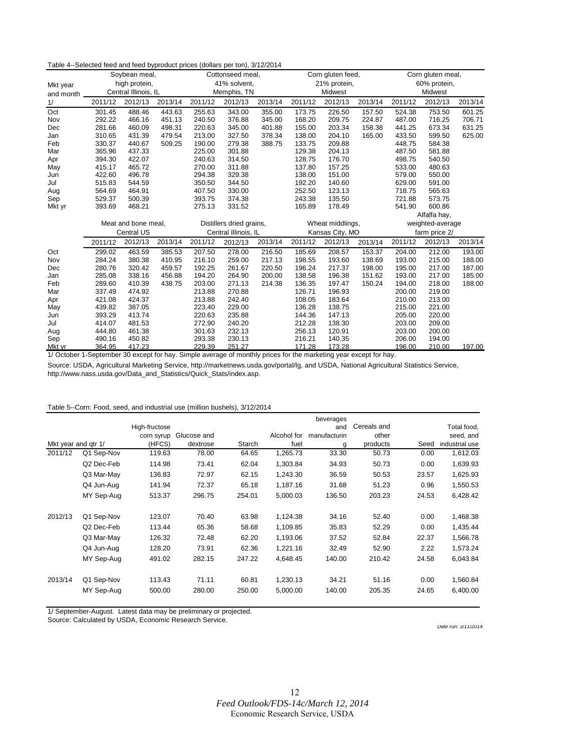Table 4--Selected feed and feed byproduct prices (dollars per ton), 3/12/2014

| Mkt year and month 1/ | Soybean meal, high protein, Central Illinois, IL | | | Cottonseed meal, 41% solvent, Memphis, TN | | | Corn gluten feed, 21% protein, Midwest | | | Corn gluten meal, 60% protein, Midwest | | |
|---|---|---|---|---|---|---|---|---|---|---|---|---|
| | 2011/12 | 2012/13 | 2013/14 | 2011/12 | 2012/13 | 2013/14 | 2011/12 | 2012/13 | 2013/14 | 2011/12 | 2012/13 | 2013/14 |
| Oct | 301.45 | 488.46 | 443.63 | 255.63 | 343.00 | 355.00 | 173.75 | 226.50 | 157.50 | 524.38 | 753.50 | 601.25 |
| Nov | 292.22 | 466.16 | 451.13 | 240.50 | 376.88 | 345.00 | 168.20 | 209.75 | 224.87 | 487.00 | 716.25 | 706.71 |
| Dec | 281.66 | 460.09 | 498.31 | 220.63 | 345.00 | 401.88 | 155.00 | 203.34 | 158.38 | 441.25 | 673.34 | 631.25 |
| Jan | 310.65 | 431.39 | 479.54 | 213.00 | 327.50 | 378.34 | 138.00 | 204.10 | 165.00 | 433.50 | 599.50 | 625.00 |
| Feb | 330.37 | 440.67 | 509.25 | 190.00 | 279.38 | 388.75 | 133.75 | 209.88 | | 448.75 | 584.38 | |
| Mar | 365.96 | 437.33 | | 225.00 | 301.88 | | 129.38 | 204.13 | | 487.50 | 581.88 | |
| Apr | 394.30 | 422.07 | | 240.63 | 314.50 | | 128.75 | 176.70 | | 498.75 | 540.50 | |
| May | 415.17 | 465.72 | | 270.00 | 311.88 | | 137.80 | 157.25 | | 533.00 | 480.63 | |
| Jun | 422.60 | 496.78 | | 294.38 | 329.38 | | 138.00 | 151.00 | | 579.00 | 550.00 | |
| Jul | 515.83 | 544.59 | | 350.50 | 344.50 | | 192.20 | 140.60 | | 629.00 | 591.00 | |
| Aug | 564.69 | 464.91 | | 407.50 | 330.00 | | 252.50 | 123.13 | | 718.75 | 565.63 | |
| Sep | 529.37 | 500.39 | | 393.75 | 374.38 | | 243.38 | 135.50 | | 721.88 | 573.75 | |
| Mkt yr | 393.69 | 468.21 | | 275.13 | 331.52 | | 165.89 | 178.49 | | 541.90 | 600.86 | |

| | Meat and bone meal, Central US | | | Distillers dried grains, Central Illinois, IL | | | Wheat middlings, Kansas City, MO | | | Alfalfa hay, weighted-average farm price 2/ | | |
|---|---|---|---|---|---|---|---|---|---|---|---|---|
| | 2011/12 | 2012/13 | 2013/14 | 2011/12 | 2012/13 | 2013/14 | 2011/12 | 2012/13 | 2013/14 | 2011/12 | 2012/13 | 2013/14 |
| Oct | 299.02 | 463.59 | 385.53 | 207.50 | 278.00 | 216.50 | 185.69 | 208.57 | 153.37 | 204.00 | 212.00 | 193.00 |
| Nov | 284.24 | 380.38 | 410.95 | 216.10 | 259.00 | 217.13 | 198.55 | 193.60 | 138.69 | 193.00 | 215.00 | 188.00 |
| Dec | 280.76 | 320.42 | 459.57 | 192.25 | 261.67 | 220.50 | 196.24 | 217.37 | 198.00 | 195.00 | 217.00 | 187.00 |
| Jan | 285.08 | 338.16 | 456.88 | 194.20 | 264.90 | 200.00 | 138.58 | 196.38 | 151.62 | 193.00 | 217.00 | 185.00 |
| Feb | 289.60 | 410.39 | 438.75 | 203.00 | 271.13 | 214.38 | 136.35 | 197.47 | 150.24 | 194.00 | 218.00 | 188.00 |
| Mar | 337.49 | 474.92 | | 213.88 | 270.88 | | 126.71 | 196.93 | | 200.00 | 219.00 | |
| Apr | 421.08 | 424.37 | | 213.88 | 242.40 | | 108.05 | 183.64 | | 210.00 | 213.00 | |
| May | 439.82 | 387.05 | | 223.40 | 229.00 | | 136.28 | 138.75 | | 215.00 | 221.00 | |
| Jun | 393.29 | 413.74 | | 220.63 | 235.88 | | 144.36 | 147.13 | | 205.00 | 220.00 | |
| Jul | 414.07 | 481.53 | | 272.90 | 240.20 | | 212.28 | 138.30 | | 203.00 | 209.00 | |
| Aug | 444.80 | 461.38 | | 301.63 | 232.13 | | 256.13 | 120.91 | | 203.00 | 200.00 | |
| Sep | 490.16 | 450.82 | | 293.38 | 230.13 | | 216.21 | 140.35 | | 206.00 | 194.00 | |
| Mkt yr | 364.95 | 417.23 | | 229.39 | 251.27 | | 171.28 | 173.28 | | 196.00 | 210.00 | 197.00 |

1/ October 1-September 30 except for hay. Simple average of monthly prices for the marketing year except for hay.

Source: USDA, Agricultural Marketing Service, http://marketnews.usda.gov/portal/lg, and USDA, National Agricultural Statistics Service, http://www.nass.usda.gov/Data_and_Statistics/Quick_Stats/index.asp.

Table 5--Corn: Food, seed, and industrial use (million bushels), 3/12/2014

| Mkt year and qtr 1/ | | High-fructose corn syrup (HFCS) | Glucose and dextrose | Starch | Alcohol for fuel | beverages and manufacturing | Cereals and other products | Seed | Total food, seed, and industrial use |
|---|---|---|---|---|---|---|---|---|---|
| 2011/12 | Q1 Sep-Nov | 119.63 | 78.00 | 64.65 | 1,265.73 | 33.30 | 50.73 | 0.00 | 1,612.03 |
| | Q2 Dec-Feb | 114.98 | 73.41 | 62.04 | 1,303.84 | 34.93 | 50.73 | 0.00 | 1,639.93 |
| | Q3 Mar-May | 136.83 | 72.97 | 62.15 | 1,243.30 | 36.59 | 50.53 | 23.57 | 1,625.93 |
| | Q4 Jun-Aug | 141.94 | 72.37 | 65.18 | 1,187.16 | 31.68 | 51.23 | 0.96 | 1,550.53 |
| | MY Sep-Aug | 513.37 | 296.75 | 254.01 | 5,000.03 | 136.50 | 203.23 | 24.53 | 6,428.42 |
| 2012/13 | Q1 Sep-Nov | 123.07 | 70.40 | 63.98 | 1,124.38 | 34.16 | 52.40 | 0.00 | 1,468.38 |
| | Q2 Dec-Feb | 113.44 | 65.36 | 58.68 | 1,109.85 | 35.83 | 52.29 | 0.00 | 1,435.44 |
| | Q3 Mar-May | 126.32 | 72.48 | 62.20 | 1,193.06 | 37.52 | 52.84 | 22.37 | 1,566.78 |
| | Q4 Jun-Aug | 128.20 | 73.91 | 62.36 | 1,221.16 | 32.49 | 52.90 | 2.22 | 1,573.24 |
| | MY Sep-Aug | 491.02 | 282.15 | 247.22 | 4,648.45 | 140.00 | 210.42 | 24.58 | 6,043.84 |
| 2013/14 | Q1 Sep-Nov | 113.43 | 71.11 | 60.81 | 1,230.13 | 34.21 | 51.16 | 0.00 | 1,560.84 |
| | MY Sep-Aug | 500.00 | 280.00 | 250.00 | 5,000.00 | 140.00 | 205.35 | 24.65 | 6,400.00 |

1/ September-August. Latest data may be preliminary or projected.

Source: Calculated by USDA, Economic Research Service.

Date run: 3/11/2014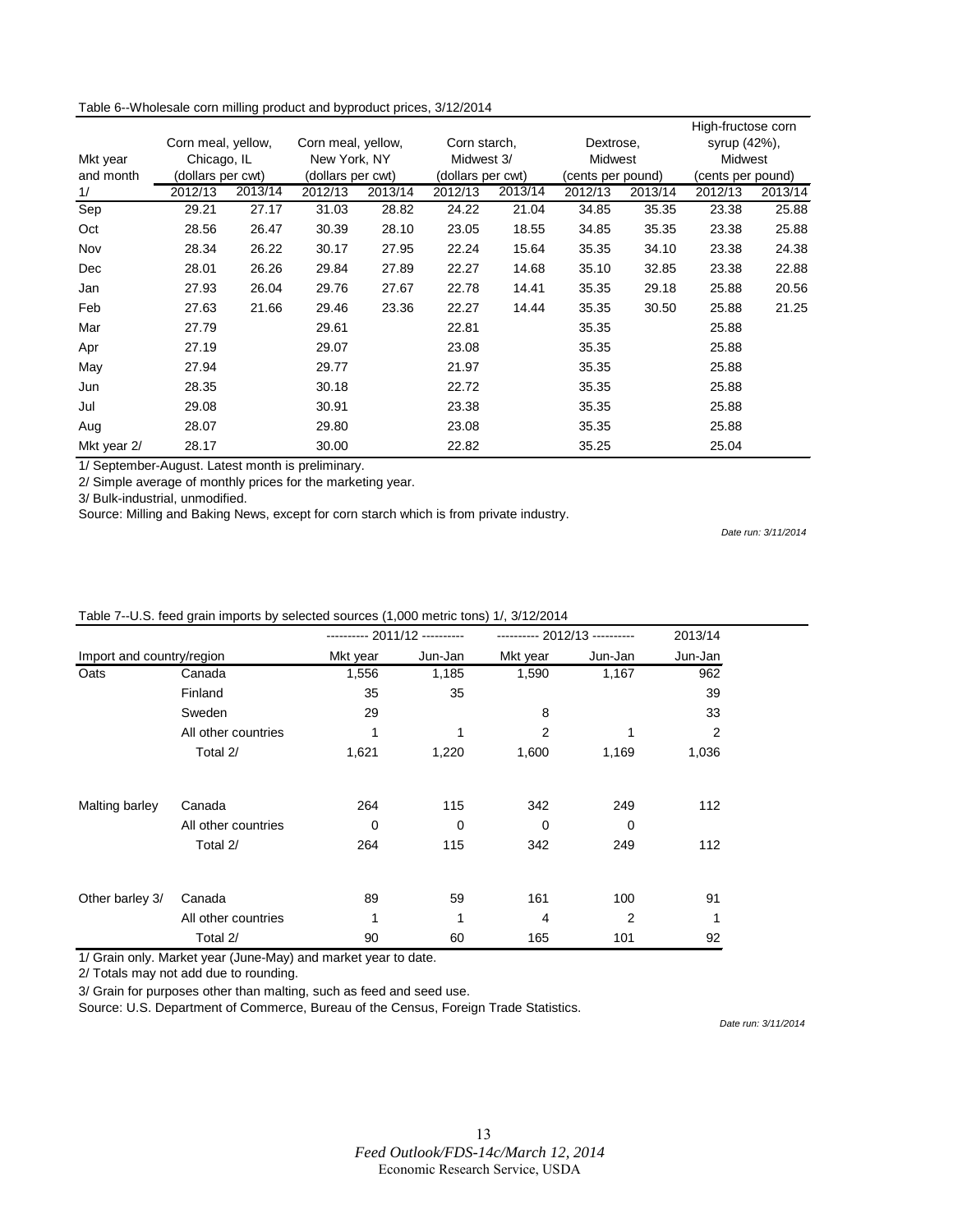Table 6--Wholesale corn milling product and byproduct prices, 3/12/2014

| Mkt year and month 1/ | Corn meal, yellow, Chicago, IL (dollars per cwt) | | Corn meal, yellow, New York, NY (dollars per cwt) | | Corn starch, Midwest 3/ (dollars per cwt) | | Dextrose, Midwest (cents per pound) | | High-fructose corn syrup (42%), Midwest (cents per pound) | |
|---|---|---|---|---|---|---|---|---|---|---|
| | 2012/13 | 2013/14 | 2012/13 | 2013/14 | 2012/13 | 2013/14 | 2012/13 | 2013/14 | 2012/13 | 2013/14 |
| Sep | 29.21 | 27.17 | 31.03 | 28.82 | 24.22 | 21.04 | 34.85 | 35.35 | 23.38 | 25.88 |
| Oct | 28.56 | 26.47 | 30.39 | 28.10 | 23.05 | 18.55 | 34.85 | 35.35 | 23.38 | 25.88 |
| Nov | 28.34 | 26.22 | 30.17 | 27.95 | 22.24 | 15.64 | 35.35 | 34.10 | 23.38 | 24.38 |
| Dec | 28.01 | 26.26 | 29.84 | 27.89 | 22.27 | 14.68 | 35.10 | 32.85 | 23.38 | 22.88 |
| Jan | 27.93 | 26.04 | 29.76 | 27.67 | 22.78 | 14.41 | 35.35 | 29.18 | 25.88 | 20.56 |
| Feb | 27.63 | 21.66 | 29.46 | 23.36 | 22.27 | 14.44 | 35.35 | 30.50 | 25.88 | 21.25 |
| Mar | 27.79 | | 29.61 | | 22.81 | | 35.35 | | 25.88 | |
| Apr | 27.19 | | 29.07 | | 23.08 | | 35.35 | | 25.88 | |
| May | 27.94 | | 29.77 | | 21.97 | | 35.35 | | 25.88 | |
| Jun | 28.35 | | 30.18 | | 22.72 | | 35.35 | | 25.88 | |
| Jul | 29.08 | | 30.91 | | 23.38 | | 35.35 | | 25.88 | |
| Aug | 28.07 | | 29.80 | | 23.08 | | 35.35 | | 25.88 | |
| Mkt year 2/ | 28.17 | | 30.00 | | 22.82 | | 35.25 | | 25.04 | |

1/ September-August. Latest month is preliminary.

2/ Simple average of monthly prices for the marketing year.

3/ Bulk-industrial, unmodified.

Source: Milling and Baking News, except for corn starch which is from private industry.

*Date run: 3/11/2014*

Table 7--U.S. feed grain imports by selected sources (1,000 metric tons) 1/, 3/12/2014

| Import and country/region | | 2011/12 | | 2012/13 | | 2013/14 |
|---|---|---|---|---|---|---|
| | | Mkt year | Jun-Jan | Mkt year | Jun-Jan | Jun-Jan |
| Oats | Canada | 1,556 | 1,185 | 1,590 | 1,167 | 962 |
| | Finland | 35 | 35 | | | 39 |
| | Sweden | 29 | | 8 | | 33 |
| | All other countries | 1 | 1 | 2 | 1 | 2 |
| | Total 2/ | 1,621 | 1,220 | 1,600 | 1,169 | 1,036 |
| Malting barley | Canada | 264 | 115 | 342 | 249 | 112 |
| | All other countries | 0 | 0 | 0 | 0 | |
| | Total 2/ | 264 | 115 | 342 | 249 | 112 |
| Other barley 3/ | Canada | 89 | 59 | 161 | 100 | 91 |
| | All other countries | 1 | 1 | 4 | 2 | 1 |
| | Total 2/ | 90 | 60 | 165 | 101 | 92 |

1/ Grain only. Market year (June-May) and market year to date.

2/ Totals may not add due to rounding.

3/ Grain for purposes other than malting, such as feed and seed use.

Source: U.S. Department of Commerce, Bureau of the Census, Foreign Trade Statistics.

*Date run: 3/11/2014*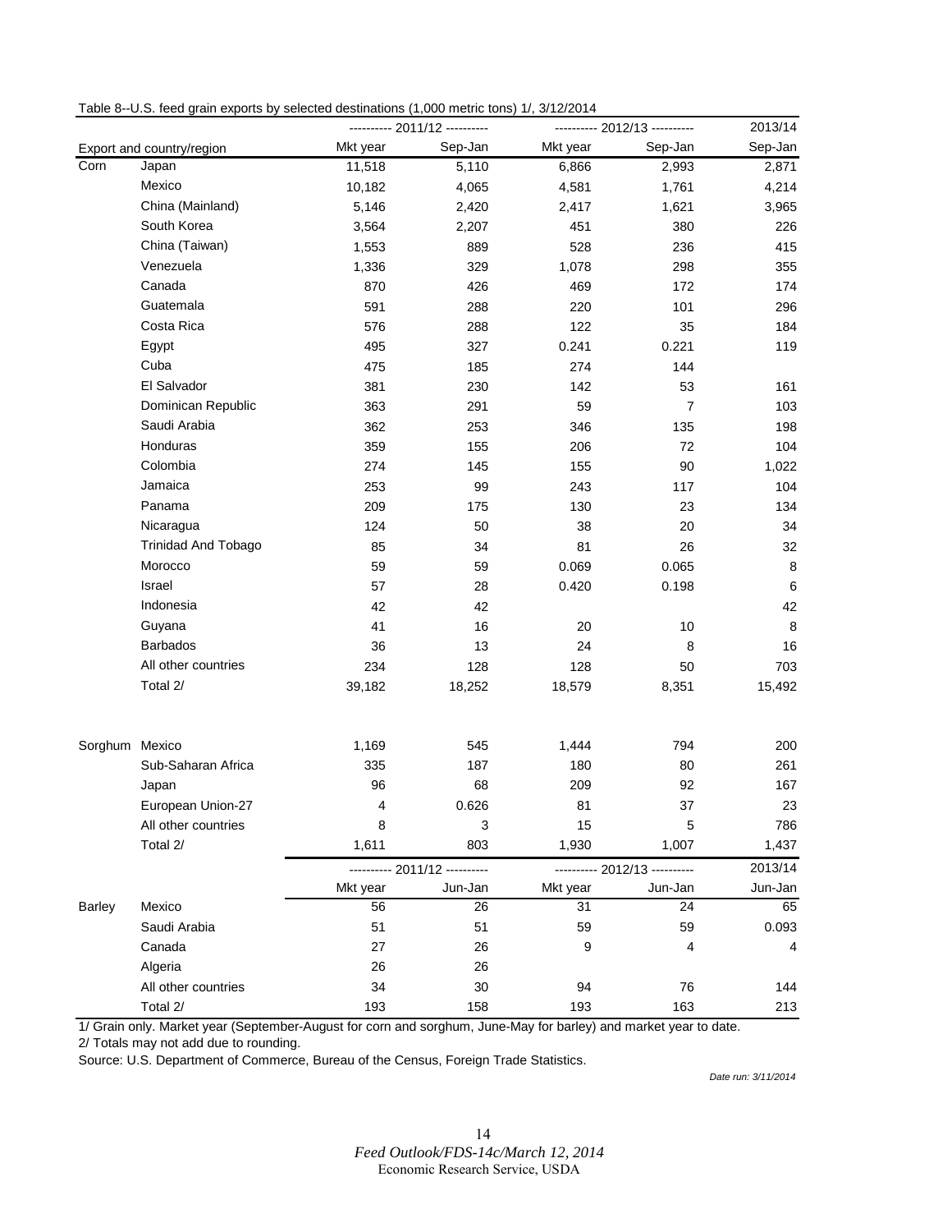Table 8--U.S. feed grain exports by selected destinations (1,000 metric tons) 1/, 3/12/2014

| | | ---------- 2011/12 ---------- | | ---------- 2012/13 ---------- | | 2013/14 |
|---|---|---|---|---|---|---|
| Export and country/region | | Mkt year | Sep-Jan | Mkt year | Sep-Jan | Sep-Jan |
| Corn | Japan | 11,518 | 5,110 | 6,866 | 2,993 | 2,871 |
| | Mexico | 10,182 | 4,065 | 4,581 | 1,761 | 4,214 |
| | China (Mainland) | 5,146 | 2,420 | 2,417 | 1,621 | 3,965 |
| | South Korea | 3,564 | 2,207 | 451 | 380 | 226 |
| | China (Taiwan) | 1,553 | 889 | 528 | 236 | 415 |
| | Venezuela | 1,336 | 329 | 1,078 | 298 | 355 |
| | Canada | 870 | 426 | 469 | 172 | 174 |
| | Guatemala | 591 | 288 | 220 | 101 | 296 |
| | Costa Rica | 576 | 288 | 122 | 35 | 184 |
| | Egypt | 495 | 327 | 0.241 | 0.221 | 119 |
| | Cuba | 475 | 185 | 274 | 144 | |
| | El Salvador | 381 | 230 | 142 | 53 | 161 |
| | Dominican Republic | 363 | 291 | 59 | 7 | 103 |
| | Saudi Arabia | 362 | 253 | 346 | 135 | 198 |
| | Honduras | 359 | 155 | 206 | 72 | 104 |
| | Colombia | 274 | 145 | 155 | 90 | 1,022 |
| | Jamaica | 253 | 99 | 243 | 117 | 104 |
| | Panama | 209 | 175 | 130 | 23 | 134 |
| | Nicaragua | 124 | 50 | 38 | 20 | 34 |
| | Trinidad And Tobago | 85 | 34 | 81 | 26 | 32 |
| | Morocco | 59 | 59 | 0.069 | 0.065 | 8 |
| | Israel | 57 | 28 | 0.420 | 0.198 | 6 |
| | Indonesia | 42 | 42 | | | 42 |
| | Guyana | 41 | 16 | 20 | 10 | 8 |
| | Barbados | 36 | 13 | 24 | 8 | 16 |
| | All other countries | 234 | 128 | 128 | 50 | 703 |
| | Total 2/ | 39,182 | 18,252 | 18,579 | 8,351 | 15,492 |
| | | | | | | |
| Sorghum | Mexico | 1,169 | 545 | 1,444 | 794 | 200 |
| | Sub-Saharan Africa | 335 | 187 | 180 | 80 | 261 |
| | Japan | 96 | 68 | 209 | 92 | 167 |
| | European Union-27 | 4 | 0.626 | 81 | 37 | 23 |
| | All other countries | 8 | 3 | 15 | 5 | 786 |
| | Total 2/ | 1,611 | 803 | 1,930 | 1,007 | 1,437 |
| | | ---------- 2011/12 ---------- | | ---------- 2012/13 ---------- | | 2013/14 |
| | | Mkt year | Jun-Jan | Mkt year | Jun-Jan | Jun-Jan |
| Barley | Mexico | 56 | 26 | 31 | 24 | 65 |
| | Saudi Arabia | 51 | 51 | 59 | 59 | 0.093 |
| | Canada | 27 | 26 | 9 | 4 | 4 |
| | Algeria | 26 | 26 | | | |
| | All other countries | 34 | 30 | 94 | 76 | 144 |
| | Total 2/ | 193 | 158 | 193 | 163 | 213 |

1/ Grain only. Market year (September-August for corn and sorghum, June-May for barley) and market year to date.
2/ Totals may not add due to rounding.
Source: U.S. Department of Commerce, Bureau of the Census, Foreign Trade Statistics.

*Date run: 3/11/2014*